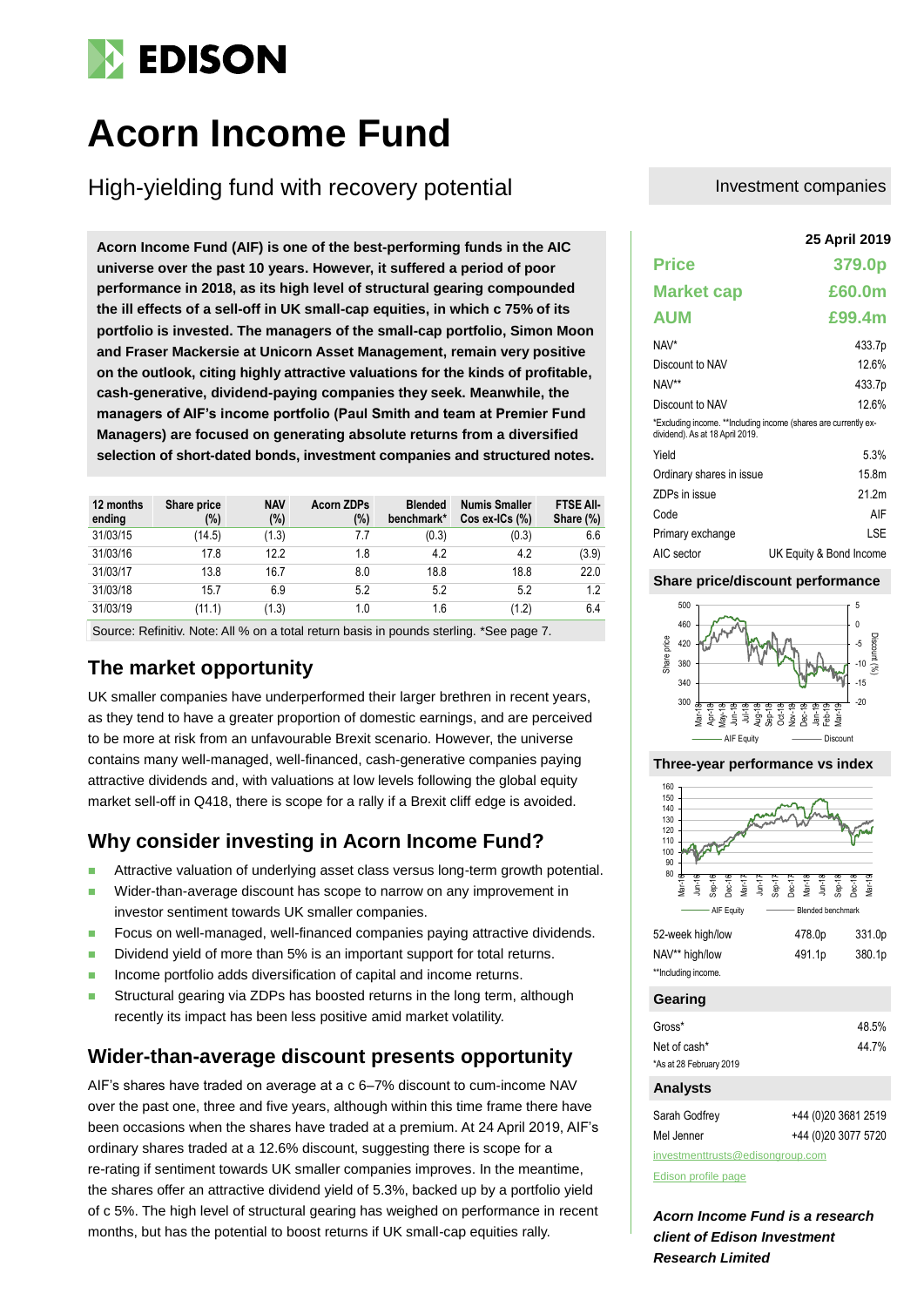# Acorn Income Fund

## High-yielding fund with recovery potential

Investment companies

**Acorn Income Fund (AIF) is one of the best-performing funds in the AIC universe over the past 10 years. However, it suffered a period of poor performance in 2018, as its high level of structural gearing compounded the ill effects of a sell-off in UK small-cap equities, in which c 75% of its portfolio is invested. The managers of the small-cap portfolio, Simon Moon and Fraser Mackersie at Unicorn Asset Management, remain very positive on the outlook, citing highly attractive valuations for the kinds of profitable, cash-generative, dividend-paying companies they seek. Meanwhile, the managers of AIF's income portfolio (Paul Smith and team at Premier Fund Managers) are focused on generating absolute returns from a diversified selection of short-dated bonds, investment companies and structured notes.**

| 12 months ending | Share price (%) | NAV (%) | Acorn ZDPs (%) | Blended benchmark* | Numis Smaller Cos ex-ICs (%) | FTSE All-Share (%) |
|---|---|---|---|---|---|---|
| 31/03/15 | (14.5) | (1.3) | 7.7 | (0.3) | (0.3) | 6.6 |
| 31/03/16 | 17.8 | 12.2 | 1.8 | 4.2 | 4.2 | (3.9) |
| 31/03/17 | 13.8 | 16.7 | 8.0 | 18.8 | 18.8 | 22.0 |
| 31/03/18 | 15.7 | 6.9 | 5.2 | 5.2 | 5.2 | 1.2 |
| 31/03/19 | (11.1) | (1.3) | 1.0 | 1.6 | (1.2) | 6.4 |

Source: Refinitiv. Note: All % on a total return basis in pounds sterling. *See page 7.

## The market opportunity

UK smaller companies have underperformed their larger brethren in recent years, as they tend to have a greater proportion of domestic earnings, and are perceived to be more at risk from an unfavourable Brexit scenario. However, the universe contains many well-managed, well-financed, cash-generative companies paying attractive dividends and, with valuations at low levels following the global equity market sell-off in Q418, there is scope for a rally if a Brexit cliff edge is avoided.

## Why consider investing in Acorn Income Fund?

- Attractive valuation of underlying asset class versus long-term growth potential.
- Wider-than-average discount has scope to narrow on any improvement in investor sentiment towards UK smaller companies.
- Focus on well-managed, well-financed companies paying attractive dividends.
- Dividend yield of more than 5% is an important support for total returns.
- Income portfolio adds diversification of capital and income returns.
- Structural gearing via ZDPs has boosted returns in the long term, although recently its impact has been less positive amid market volatility.

## Wider-than-average discount presents opportunity

AIF's shares have traded on average at a c 6–7% discount to cum-income NAV over the past one, three and five years, although within this time frame there have been occasions when the shares have traded at a premium. At 24 April 2019, AIF's ordinary shares traded at a 12.6% discount, suggesting there is scope for a re-rating if sentiment towards UK smaller companies improves. In the meantime, the shares offer an attractive dividend yield of 5.3%, backed up by a portfolio yield of c 5%. The high level of structural gearing has weighed on performance in recent months, but has the potential to boost returns if UK small-cap equities rally.

**25 April 2019**

| | |
|---|---|
| **Price** | **379.0p** |
| **Market cap** | **£60.0m** |
| **AUM** | **£99.4m** |

| | |
|---|---|
| NAV* | 433.7p |
| Discount to NAV | 12.6% |
| NAV** | 433.7p |
| Discount to NAV | 12.6% |

*Excluding income. **Including income (shares are currently ex-dividend). As at 18 April 2019.

| | |
|---|---|
| Yield | 5.3% |
| Ordinary shares in issue | 15.8m |
| ZDPs in issue | 21.2m |
| Code | AIF |
| Primary exchange | LSE |
| AIC sector | UK Equity & Bond Income |

### Share price/discount performance

### Three-year performance vs index

| | | |
|---|---|---|
| 52-week high/low | 478.0p | 331.0p |
| NAV** high/low | 491.1p | 380.1p |

**Including income.

### Gearing

| | |
|---|---|
| Gross* | 48.5% |
| Net of cash* | 44.7% |

*As at 28 February 2019

### Analysts

| | |
|---|---|
| Sarah Godfrey | +44 (0)20 3681 2519 |
| Mel Jenner | +44 (0)20 3077 5720 |

investmenttrusts@edisongroup.com

Edison profile page

***Acorn Income Fund is a research client of Edison Investment Research Limited***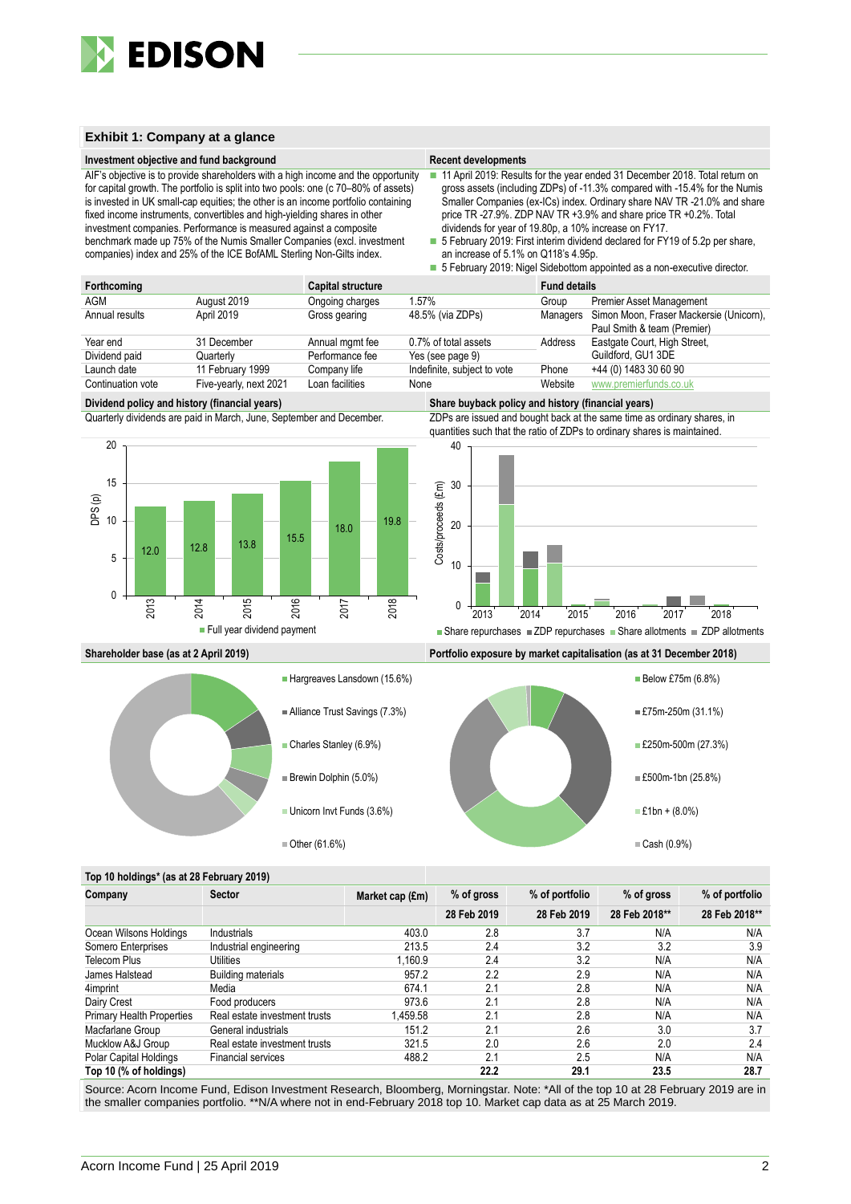## Exhibit 1: Company at a glance

### Investment objective and fund background

AIF's objective is to provide shareholders with a high income and the opportunity for capital growth. The portfolio is split into two pools: one (c 70–80% of assets) is invested in UK small-cap equities; the other is an income portfolio containing fixed income instruments, convertibles and high-yielding shares in other investment companies. Performance is measured against a composite benchmark made up 75% of the Numis Smaller Companies (excl. investment companies) index and 25% of the ICE BofAML Sterling Non-Gilts index.

### Recent developments

- 11 April 2019: Results for the year ended 31 December 2018. Total return on gross assets (including ZDPs) of -11.3% compared with -15.4% for the Numis Smaller Companies (ex-ICs) index. Ordinary share NAV TR -21.0% and share price TR -27.9%. ZDP NAV TR +3.9% and share price TR +0.2%. Total dividends for year of 19.80p, a 10% increase on FY17.
- 5 February 2019: First interim dividend declared for FY19 of 5.2p per share, an increase of 5.1% on Q118's 4.95p.
- 5 February 2019: Nigel Sidebottom appointed as a non-executive director.

| Forthcoming | | Capital structure | | Fund details | |
|---|---|---|---|---|---|
| AGM | August 2019 | Ongoing charges | 1.57% | Group | Premier Asset Management |
| Annual results | April 2019 | Gross gearing | 48.5% (via ZDPs) | Managers | Simon Moon, Fraser Mackersie (Unicorn), Paul Smith & team (Premier) |
| Year end | 31 December | Annual mgmt fee | 0.7% of total assets | Address | Eastgate Court, High Street, Guildford, GU1 3DE |
| Dividend paid | Quarterly | Performance fee | Yes (see page 9) | | |
| Launch date | 11 February 1999 | Company life | Indefinite, subject to vote | Phone | +44 (0) 1483 30 60 90 |
| Continuation vote | Five-yearly, next 2021 | Loan facilities | None | Website | www.premierfunds.co.uk |

### Dividend policy and history (financial years)

Quarterly dividends are paid in March, June, September and December.

| Year | Full year dividend payment – DPS (p) |
|---|---|
| 2013 | 12.0 |
| 2014 | 12.8 |
| 2015 | 13.8 |
| 2016 | 15.5 |
| 2017 | 18.0 |
| 2018 | 19.8 |

### Share buyback policy and history (financial years)

ZDPs are issued and bought back at the same time as ordinary shares, in quantities such that the ratio of ZDPs to ordinary shares is maintained.

(Chart: Costs/proceeds (£m), 2013–2018; legend: Share repurchases, ZDP repurchases, Share allotments, ZDP allotments)

### Shareholder base (as at 2 April 2019)

- Hargreaves Lansdown (15.6%)
- Alliance Trust Savings (7.3%)
- Charles Stanley (6.9%)
- Brewin Dolphin (5.0%)
- Unicorn Invt Funds (3.6%)
- Other (61.6%)

### Portfolio exposure by market capitalisation (as at 31 December 2018)

- Below £75m (6.8%)
- £75m-250m (31.1%)
- £250m-500m (27.3%)
- £500m-1bn (25.8%)
- £1bn + (8.0%)
- Cash (0.9%)

### Top 10 holdings* (as at 28 February 2019)

| Company | Sector | Market cap (£m) | % of gross 28 Feb 2019 | % of portfolio 28 Feb 2019 | % of gross 28 Feb 2018** | % of portfolio 28 Feb 2018** |
|---|---|---|---|---|---|---|
| Ocean Wilsons Holdings | Industrials | 403.0 | 2.8 | 3.7 | N/A | N/A |
| Somero Enterprises | Industrial engineering | 213.5 | 2.4 | 3.2 | 3.2 | 3.9 |
| Telecom Plus | Utilities | 1,160.9 | 2.4 | 3.2 | N/A | N/A |
| James Halstead | Building materials | 957.2 | 2.2 | 2.9 | N/A | N/A |
| 4imprint | Media | 674.1 | 2.1 | 2.8 | N/A | N/A |
| Dairy Crest | Food producers | 973.6 | 2.1 | 2.8 | N/A | N/A |
| Primary Health Properties | Real estate investment trusts | 1,459.58 | 2.1 | 2.8 | N/A | N/A |
| Macfarlane Group | General industrials | 151.2 | 2.1 | 2.6 | 3.0 | 3.7 |
| Mucklow A&J Group | Real estate investment trusts | 321.5 | 2.0 | 2.6 | 2.0 | 2.4 |
| Polar Capital Holdings | Financial services | 488.2 | 2.1 | 2.5 | N/A | N/A |
| **Top 10 (% of holdings)** | | | **22.2** | **29.1** | **23.5** | **28.7** |

Source: Acorn Income Fund, Edison Investment Research, Bloomberg, Morningstar. Note: *All of the top 10 at 28 February 2019 are in the smaller companies portfolio. **N/A where not in end-February 2018 top 10. Market cap data as at 25 March 2019.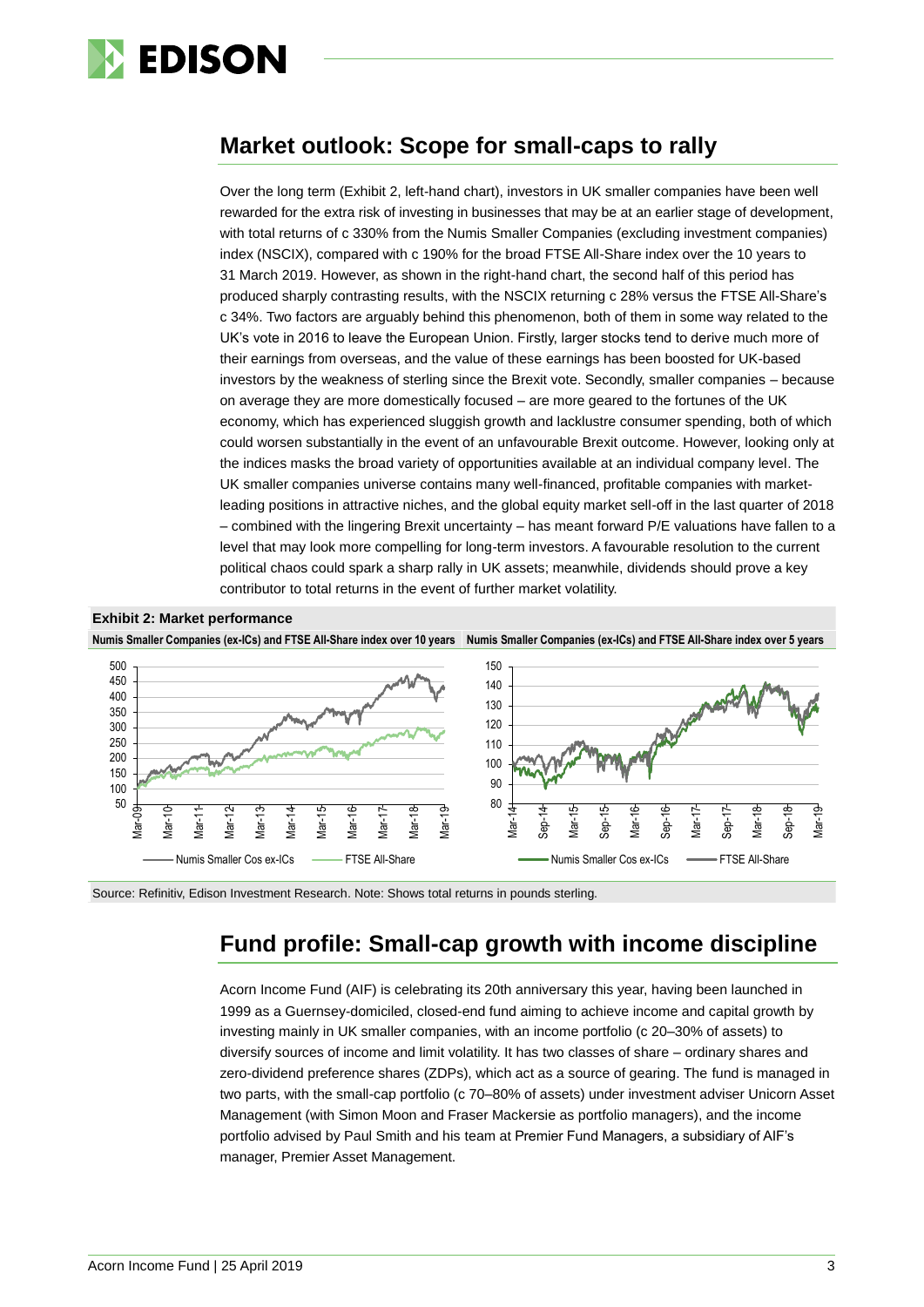## Market outlook: Scope for small-caps to rally

Over the long term (Exhibit 2, left-hand chart), investors in UK smaller companies have been well rewarded for the extra risk of investing in businesses that may be at an earlier stage of development, with total returns of c 330% from the Numis Smaller Companies (excluding investment companies) index (NSCIX), compared with c 190% for the broad FTSE All-Share index over the 10 years to 31 March 2019. However, as shown in the right-hand chart, the second half of this period has produced sharply contrasting results, with the NSCIX returning c 28% versus the FTSE All-Share's c 34%. Two factors are arguably behind this phenomenon, both of them in some way related to the UK's vote in 2016 to leave the European Union. Firstly, larger stocks tend to derive much more of their earnings from overseas, and the value of these earnings has been boosted for UK-based investors by the weakness of sterling since the Brexit vote. Secondly, smaller companies – because on average they are more domestically focused – are more geared to the fortunes of the UK economy, which has experienced sluggish growth and lacklustre consumer spending, both of which could worsen substantially in the event of an unfavourable Brexit outcome. However, looking only at the indices masks the broad variety of opportunities available at an individual company level. The UK smaller companies universe contains many well-financed, profitable companies with market-leading positions in attractive niches, and the global equity market sell-off in the last quarter of 2018 – combined with the lingering Brexit uncertainty – has meant forward P/E valuations have fallen to a level that may look more compelling for long-term investors. A favourable resolution to the current political chaos could spark a sharp rally in UK assets; meanwhile, dividends should prove a key contributor to total returns in the event of further market volatility.

**Exhibit 2: Market performance**

**Numis Smaller Companies (ex-ICs) and FTSE All-Share index over 10 years** | **Numis Smaller Companies (ex-ICs) and FTSE All-Share index over 5 years**

Source: Refinitiv, Edison Investment Research. Note: Shows total returns in pounds sterling.

## Fund profile: Small-cap growth with income discipline

Acorn Income Fund (AIF) is celebrating its 20th anniversary this year, having been launched in 1999 as a Guernsey-domiciled, closed-end fund aiming to achieve income and capital growth by investing mainly in UK smaller companies, with an income portfolio (c 20–30% of assets) to diversify sources of income and limit volatility. It has two classes of share – ordinary shares and zero-dividend preference shares (ZDPs), which act as a source of gearing. The fund is managed in two parts, with the small-cap portfolio (c 70–80% of assets) under investment adviser Unicorn Asset Management (with Simon Moon and Fraser Mackersie as portfolio managers), and the income portfolio advised by Paul Smith and his team at Premier Fund Managers, a subsidiary of AIF's manager, Premier Asset Management.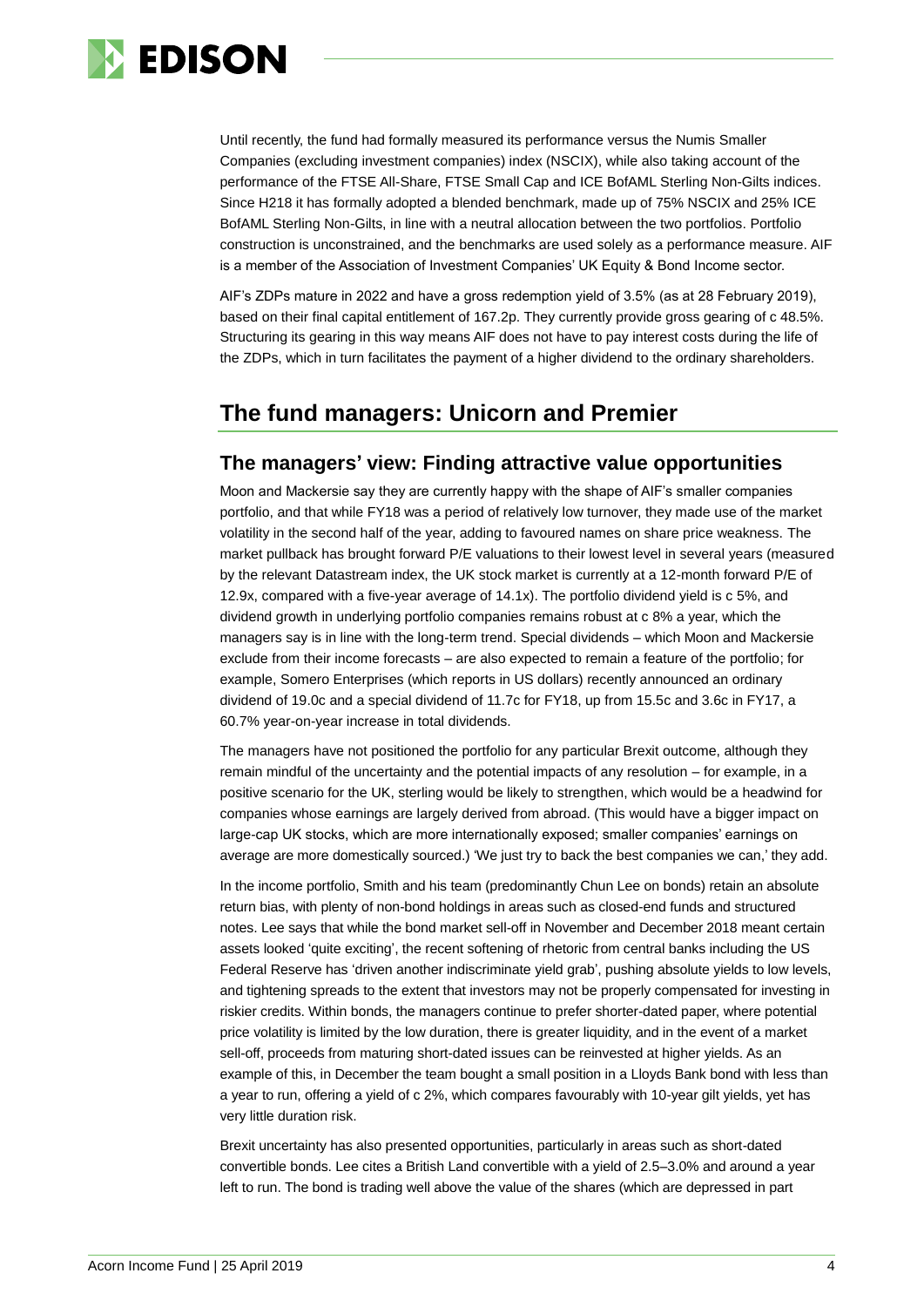Until recently, the fund had formally measured its performance versus the Numis Smaller Companies (excluding investment companies) index (NSCIX), while also taking account of the performance of the FTSE All-Share, FTSE Small Cap and ICE BofAML Sterling Non-Gilts indices. Since H218 it has formally adopted a blended benchmark, made up of 75% NSCIX and 25% ICE BofAML Sterling Non-Gilts, in line with a neutral allocation between the two portfolios. Portfolio construction is unconstrained, and the benchmarks are used solely as a performance measure. AIF is a member of the Association of Investment Companies' UK Equity & Bond Income sector.

AIF's ZDPs mature in 2022 and have a gross redemption yield of 3.5% (as at 28 February 2019), based on their final capital entitlement of 167.2p. They currently provide gross gearing of c 48.5%. Structuring its gearing in this way means AIF does not have to pay interest costs during the life of the ZDPs, which in turn facilitates the payment of a higher dividend to the ordinary shareholders.

## The fund managers: Unicorn and Premier

### The managers' view: Finding attractive value opportunities

Moon and Mackersie say they are currently happy with the shape of AIF's smaller companies portfolio, and that while FY18 was a period of relatively low turnover, they made use of the market volatility in the second half of the year, adding to favoured names on share price weakness. The market pullback has brought forward P/E valuations to their lowest level in several years (measured by the relevant Datastream index, the UK stock market is currently at a 12-month forward P/E of 12.9x, compared with a five-year average of 14.1x). The portfolio dividend yield is c 5%, and dividend growth in underlying portfolio companies remains robust at c 8% a year, which the managers say is in line with the long-term trend. Special dividends – which Moon and Mackersie exclude from their income forecasts – are also expected to remain a feature of the portfolio; for example, Somero Enterprises (which reports in US dollars) recently announced an ordinary dividend of 19.0c and a special dividend of 11.7c for FY18, up from 15.5c and 3.6c in FY17, a 60.7% year-on-year increase in total dividends.

The managers have not positioned the portfolio for any particular Brexit outcome, although they remain mindful of the uncertainty and the potential impacts of any resolution – for example, in a positive scenario for the UK, sterling would be likely to strengthen, which would be a headwind for companies whose earnings are largely derived from abroad. (This would have a bigger impact on large-cap UK stocks, which are more internationally exposed; smaller companies' earnings on average are more domestically sourced.) 'We just try to back the best companies we can,' they add.

In the income portfolio, Smith and his team (predominantly Chun Lee on bonds) retain an absolute return bias, with plenty of non-bond holdings in areas such as closed-end funds and structured notes. Lee says that while the bond market sell-off in November and December 2018 meant certain assets looked 'quite exciting', the recent softening of rhetoric from central banks including the US Federal Reserve has 'driven another indiscriminate yield grab', pushing absolute yields to low levels, and tightening spreads to the extent that investors may not be properly compensated for investing in riskier credits. Within bonds, the managers continue to prefer shorter-dated paper, where potential price volatility is limited by the low duration, there is greater liquidity, and in the event of a market sell-off, proceeds from maturing short-dated issues can be reinvested at higher yields. As an example of this, in December the team bought a small position in a Lloyds Bank bond with less than a year to run, offering a yield of c 2%, which compares favourably with 10-year gilt yields, yet has very little duration risk.

Brexit uncertainty has also presented opportunities, particularly in areas such as short-dated convertible bonds. Lee cites a British Land convertible with a yield of 2.5–3.0% and around a year left to run. The bond is trading well above the value of the shares (which are depressed in part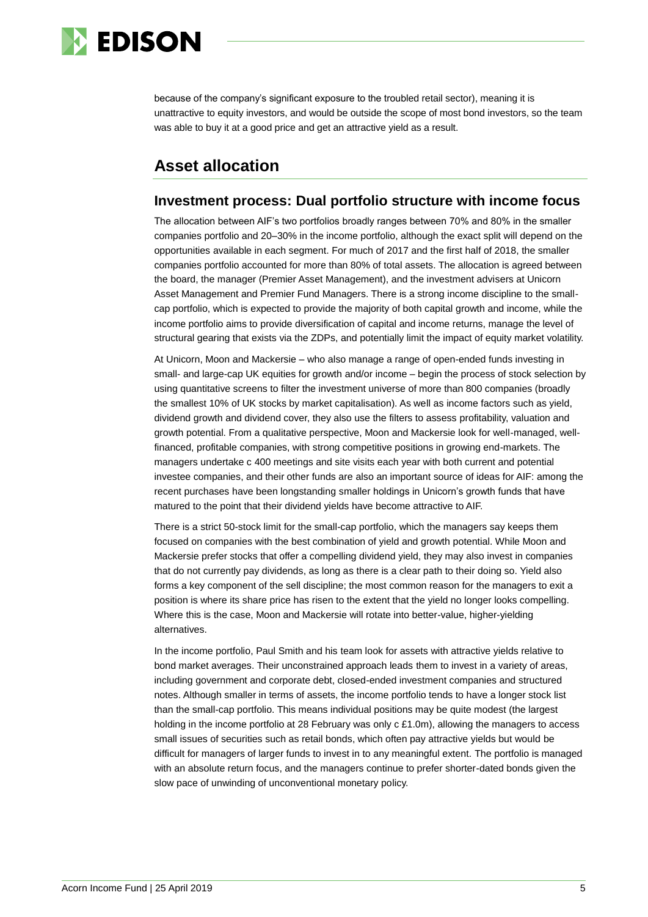because of the company's significant exposure to the troubled retail sector), meaning it is unattractive to equity investors, and would be outside the scope of most bond investors, so the team was able to buy it at a good price and get an attractive yield as a result.

## Asset allocation

### Investment process: Dual portfolio structure with income focus

The allocation between AIF's two portfolios broadly ranges between 70% and 80% in the smaller companies portfolio and 20–30% in the income portfolio, although the exact split will depend on the opportunities available in each segment. For much of 2017 and the first half of 2018, the smaller companies portfolio accounted for more than 80% of total assets. The allocation is agreed between the board, the manager (Premier Asset Management), and the investment advisers at Unicorn Asset Management and Premier Fund Managers. There is a strong income discipline to the small-cap portfolio, which is expected to provide the majority of both capital growth and income, while the income portfolio aims to provide diversification of capital and income returns, manage the level of structural gearing that exists via the ZDPs, and potentially limit the impact of equity market volatility.

At Unicorn, Moon and Mackersie – who also manage a range of open-ended funds investing in small- and large-cap UK equities for growth and/or income – begin the process of stock selection by using quantitative screens to filter the investment universe of more than 800 companies (broadly the smallest 10% of UK stocks by market capitalisation). As well as income factors such as yield, dividend growth and dividend cover, they also use the filters to assess profitability, valuation and growth potential. From a qualitative perspective, Moon and Mackersie look for well-managed, well-financed, profitable companies, with strong competitive positions in growing end-markets. The managers undertake c 400 meetings and site visits each year with both current and potential investee companies, and their other funds are also an important source of ideas for AIF: among the recent purchases have been longstanding smaller holdings in Unicorn's growth funds that have matured to the point that their dividend yields have become attractive to AIF.

There is a strict 50-stock limit for the small-cap portfolio, which the managers say keeps them focused on companies with the best combination of yield and growth potential. While Moon and Mackersie prefer stocks that offer a compelling dividend yield, they may also invest in companies that do not currently pay dividends, as long as there is a clear path to their doing so. Yield also forms a key component of the sell discipline; the most common reason for the managers to exit a position is where its share price has risen to the extent that the yield no longer looks compelling. Where this is the case, Moon and Mackersie will rotate into better-value, higher-yielding alternatives.

In the income portfolio, Paul Smith and his team look for assets with attractive yields relative to bond market averages. Their unconstrained approach leads them to invest in a variety of areas, including government and corporate debt, closed-ended investment companies and structured notes. Although smaller in terms of assets, the income portfolio tends to have a longer stock list than the small-cap portfolio. This means individual positions may be quite modest (the largest holding in the income portfolio at 28 February was only c £1.0m), allowing the managers to access small issues of securities such as retail bonds, which often pay attractive yields but would be difficult for managers of larger funds to invest in to any meaningful extent. The portfolio is managed with an absolute return focus, and the managers continue to prefer shorter-dated bonds given the slow pace of unwinding of unconventional monetary policy.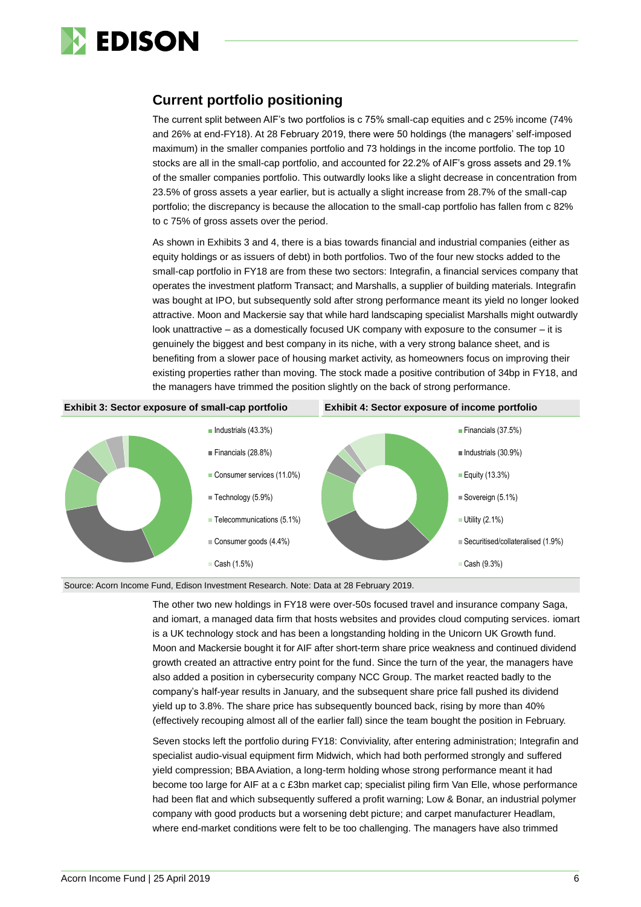## Current portfolio positioning

The current split between AIF's two portfolios is c 75% small-cap equities and c 25% income (74% and 26% at end-FY18). At 28 February 2019, there were 50 holdings (the managers' self-imposed maximum) in the smaller companies portfolio and 73 holdings in the income portfolio. The top 10 stocks are all in the small-cap portfolio, and accounted for 22.2% of AIF's gross assets and 29.1% of the smaller companies portfolio. This outwardly looks like a slight decrease in concentration from 23.5% of gross assets a year earlier, but is actually a slight increase from 28.7% of the small-cap portfolio; the discrepancy is because the allocation to the small-cap portfolio has fallen from c 82% to c 75% of gross assets over the period.

As shown in Exhibits 3 and 4, there is a bias towards financial and industrial companies (either as equity holdings or as issuers of debt) in both portfolios. Two of the four new stocks added to the small-cap portfolio in FY18 are from these two sectors: Integrafin, a financial services company that operates the investment platform Transact; and Marshalls, a supplier of building materials. Integrafin was bought at IPO, but subsequently sold after strong performance meant its yield no longer looked attractive. Moon and Mackersie say that while hard landscaping specialist Marshalls might outwardly look unattractive – as a domestically focused UK company with exposure to the consumer – it is genuinely the biggest and best company in its niche, with a very strong balance sheet, and is benefiting from a slower pace of housing market activity, as homeowners focus on improving their existing properties rather than moving. The stock made a positive contribution of 34bp in FY18, and the managers have trimmed the position slightly on the back of strong performance.

**Exhibit 3: Sector exposure of small-cap portfolio**

| Sector | Exposure |
|---|---|
| Industrials | 43.3% |
| Financials | 28.8% |
| Consumer services | 11.0% |
| Technology | 5.9% |
| Telecommunications | 5.1% |
| Consumer goods | 4.4% |
| Cash | 1.5% |

**Exhibit 4: Sector exposure of income portfolio**

| Sector | Exposure |
|---|---|
| Financials | 37.5% |
| Industrials | 30.9% |
| Equity | 13.3% |
| Sovereign | 5.1% |
| Utility | 2.1% |
| Securitised/collateralised | 1.9% |
| Cash | 9.3% |

Source: Acorn Income Fund, Edison Investment Research. Note: Data at 28 February 2019.

The other two new holdings in FY18 were over-50s focused travel and insurance company Saga, and iomart, a managed data firm that hosts websites and provides cloud computing services. iomart is a UK technology stock and has been a longstanding holding in the Unicorn UK Growth fund. Moon and Mackersie bought it for AIF after short-term share price weakness and continued dividend growth created an attractive entry point for the fund. Since the turn of the year, the managers have also added a position in cybersecurity company NCC Group. The market reacted badly to the company's half-year results in January, and the subsequent share price fall pushed its dividend yield up to 3.8%. The share price has subsequently bounced back, rising by more than 40% (effectively recouping almost all of the earlier fall) since the team bought the position in February.

Seven stocks left the portfolio during FY18: Conviviality, after entering administration; Integrafin and specialist audio-visual equipment firm Midwich, which had both performed strongly and suffered yield compression; BBA Aviation, a long-term holding whose strong performance meant it had become too large for AIF at a c £3bn market cap; specialist piling firm Van Elle, whose performance had been flat and which subsequently suffered a profit warning; Low & Bonar, an industrial polymer company with good products but a worsening debt picture; and carpet manufacturer Headlam, where end-market conditions were felt to be too challenging. The managers have also trimmed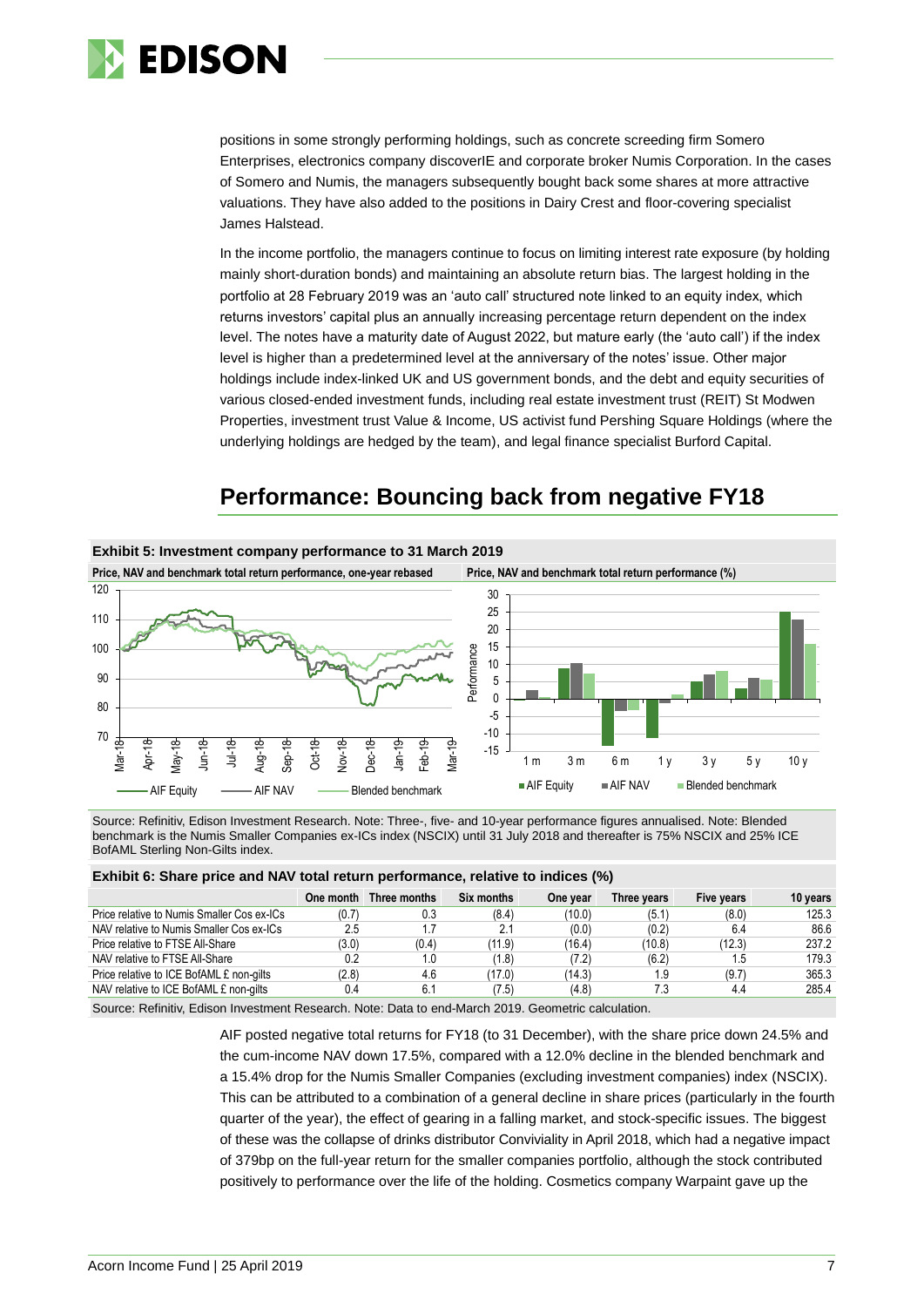positions in some strongly performing holdings, such as concrete screeding firm Somero Enterprises, electronics company discoverIE and corporate broker Numis Corporation. In the cases of Somero and Numis, the managers subsequently bought back some shares at more attractive valuations. They have also added to the positions in Dairy Crest and floor-covering specialist James Halstead.

In the income portfolio, the managers continue to focus on limiting interest rate exposure (by holding mainly short-duration bonds) and maintaining an absolute return bias. The largest holding in the portfolio at 28 February 2019 was an 'auto call' structured note linked to an equity index, which returns investors' capital plus an annually increasing percentage return dependent on the index level. The notes have a maturity date of August 2022, but mature early (the 'auto call') if the index level is higher than a predetermined level at the anniversary of the notes' issue. Other major holdings include index-linked UK and US government bonds, and the debt and equity securities of various closed-ended investment funds, including real estate investment trust (REIT) St Modwen Properties, investment trust Value & Income, US activist fund Pershing Square Holdings (where the underlying holdings are hedged by the team), and legal finance specialist Burford Capital.

## Performance: Bouncing back from negative FY18

**Exhibit 5: Investment company performance to 31 March 2019**

Price, NAV and benchmark total return performance, one-year rebased | Price, NAV and benchmark total return performance (%)

Source: Refinitiv, Edison Investment Research. Note: Three-, five- and 10-year performance figures annualised. Note: Blended benchmark is the Numis Smaller Companies ex-ICs index (NSCIX) until 31 July 2018 and thereafter is 75% NSCIX and 25% ICE BofAML Sterling Non-Gilts index.

**Exhibit 6: Share price and NAV total return performance, relative to indices (%)**

| | One month | Three months | Six months | One year | Three years | Five years | 10 years |
|---|---|---|---|---|---|---|---|
| Price relative to Numis Smaller Cos ex-ICs | (0.7) | 0.3 | (8.4) | (10.0) | (5.1) | (8.0) | 125.3 |
| NAV relative to Numis Smaller Cos ex-ICs | 2.5 | 1.7 | 2.1 | (0.0) | (0.2) | 6.4 | 86.6 |
| Price relative to FTSE All-Share | (3.0) | (0.4) | (11.9) | (16.4) | (10.8) | (12.3) | 237.2 |
| NAV relative to FTSE All-Share | 0.2 | 1.0 | (1.8) | (7.2) | (6.2) | 1.5 | 179.3 |
| Price relative to ICE BofAML £ non-gilts | (2.8) | 4.6 | (17.0) | (14.3) | 1.9 | (9.7) | 365.3 |
| NAV relative to ICE BofAML £ non-gilts | 0.4 | 6.1 | (7.5) | (4.8) | 7.3 | 4.4 | 285.4 |

Source: Refinitiv, Edison Investment Research. Note: Data to end-March 2019. Geometric calculation.

AIF posted negative total returns for FY18 (to 31 December), with the share price down 24.5% and the cum-income NAV down 17.5%, compared with a 12.0% decline in the blended benchmark and a 15.4% drop for the Numis Smaller Companies (excluding investment companies) index (NSCIX). This can be attributed to a combination of a general decline in share prices (particularly in the fourth quarter of the year), the effect of gearing in a falling market, and stock-specific issues. The biggest of these was the collapse of drinks distributor Conviviality in April 2018, which had a negative impact of 379bp on the full-year return for the smaller companies portfolio, although the stock contributed positively to performance over the life of the holding. Cosmetics company Warpaint gave up the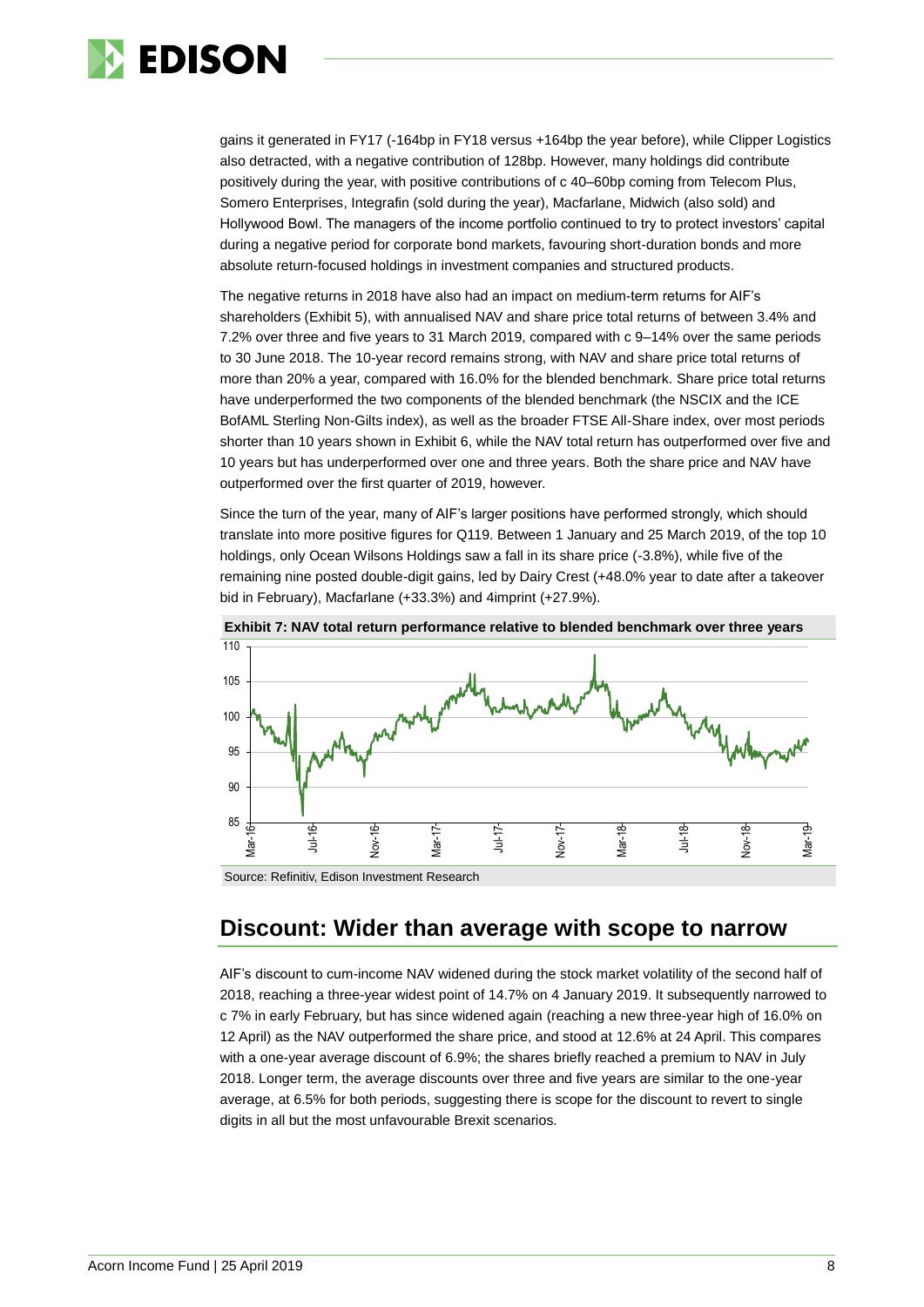gains it generated in FY17 (-164bp in FY18 versus +164bp the year before), while Clipper Logistics also detracted, with a negative contribution of 128bp. However, many holdings did contribute positively during the year, with positive contributions of c 40–60bp coming from Telecom Plus, Somero Enterprises, Integrafin (sold during the year), Macfarlane, Midwich (also sold) and Hollywood Bowl. The managers of the income portfolio continued to try to protect investors' capital during a negative period for corporate bond markets, favouring short-duration bonds and more absolute return-focused holdings in investment companies and structured products.

The negative returns in 2018 have also had an impact on medium-term returns for AIF's shareholders (Exhibit 5), with annualised NAV and share price total returns of between 3.4% and 7.2% over three and five years to 31 March 2019, compared with c 9–14% over the same periods to 30 June 2018. The 10-year record remains strong, with NAV and share price total returns of more than 20% a year, compared with 16.0% for the blended benchmark. Share price total returns have underperformed the two components of the blended benchmark (the NSCIX and the ICE BofAML Sterling Non-Gilts index), as well as the broader FTSE All-Share index, over most periods shorter than 10 years shown in Exhibit 6, while the NAV total return has outperformed over five and 10 years but has underperformed over one and three years. Both the share price and NAV have outperformed over the first quarter of 2019, however.

Since the turn of the year, many of AIF's larger positions have performed strongly, which should translate into more positive figures for Q119. Between 1 January and 25 March 2019, of the top 10 holdings, only Ocean Wilsons Holdings saw a fall in its share price (-3.8%), while five of the remaining nine posted double-digit gains, led by Dairy Crest (+48.0% year to date after a takeover bid in February), Macfarlane (+33.3%) and 4imprint (+27.9%).

**Exhibit 7: NAV total return performance relative to blended benchmark over three years**

Source: Refinitiv, Edison Investment Research

## Discount: Wider than average with scope to narrow

AIF's discount to cum-income NAV widened during the stock market volatility of the second half of 2018, reaching a three-year widest point of 14.7% on 4 January 2019. It subsequently narrowed to c 7% in early February, but has since widened again (reaching a new three-year high of 16.0% on 12 April) as the NAV outperformed the share price, and stood at 12.6% at 24 April. This compares with a one-year average discount of 6.9%; the shares briefly reached a premium to NAV in July 2018. Longer term, the average discounts over three and five years are similar to the one-year average, at 6.5% for both periods, suggesting there is scope for the discount to revert to single digits in all but the most unfavourable Brexit scenarios.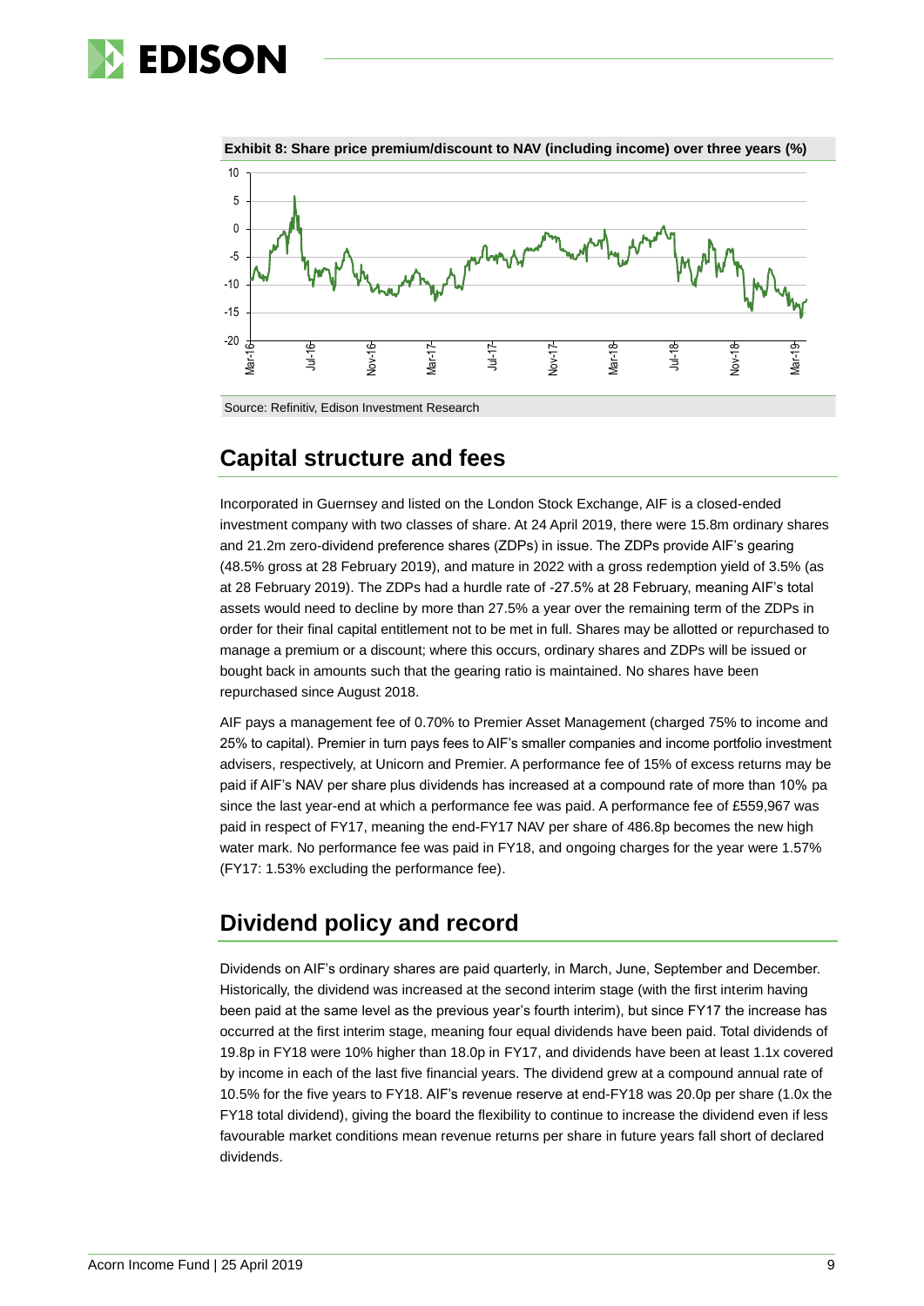**Exhibit 8: Share price premium/discount to NAV (including income) over three years (%)**

Source: Refinitiv, Edison Investment Research

## Capital structure and fees

Incorporated in Guernsey and listed on the London Stock Exchange, AIF is a closed-ended investment company with two classes of share. At 24 April 2019, there were 15.8m ordinary shares and 21.2m zero-dividend preference shares (ZDPs) in issue. The ZDPs provide AIF's gearing (48.5% gross at 28 February 2019), and mature in 2022 with a gross redemption yield of 3.5% (as at 28 February 2019). The ZDPs had a hurdle rate of -27.5% at 28 February, meaning AIF's total assets would need to decline by more than 27.5% a year over the remaining term of the ZDPs in order for their final capital entitlement not to be met in full. Shares may be allotted or repurchased to manage a premium or a discount; where this occurs, ordinary shares and ZDPs will be issued or bought back in amounts such that the gearing ratio is maintained. No shares have been repurchased since August 2018.

AIF pays a management fee of 0.70% to Premier Asset Management (charged 75% to income and 25% to capital). Premier in turn pays fees to AIF's smaller companies and income portfolio investment advisers, respectively, at Unicorn and Premier. A performance fee of 15% of excess returns may be paid if AIF's NAV per share plus dividends has increased at a compound rate of more than 10% pa since the last year-end at which a performance fee was paid. A performance fee of £559,967 was paid in respect of FY17, meaning the end-FY17 NAV per share of 486.8p becomes the new high water mark. No performance fee was paid in FY18, and ongoing charges for the year were 1.57% (FY17: 1.53% excluding the performance fee).

## Dividend policy and record

Dividends on AIF's ordinary shares are paid quarterly, in March, June, September and December. Historically, the dividend was increased at the second interim stage (with the first interim having been paid at the same level as the previous year's fourth interim), but since FY17 the increase has occurred at the first interim stage, meaning four equal dividends have been paid. Total dividends of 19.8p in FY18 were 10% higher than 18.0p in FY17, and dividends have been at least 1.1x covered by income in each of the last five financial years. The dividend grew at a compound annual rate of 10.5% for the five years to FY18. AIF's revenue reserve at end-FY18 was 20.0p per share (1.0x the FY18 total dividend), giving the board the flexibility to continue to increase the dividend even if less favourable market conditions mean revenue returns per share in future years fall short of declared dividends.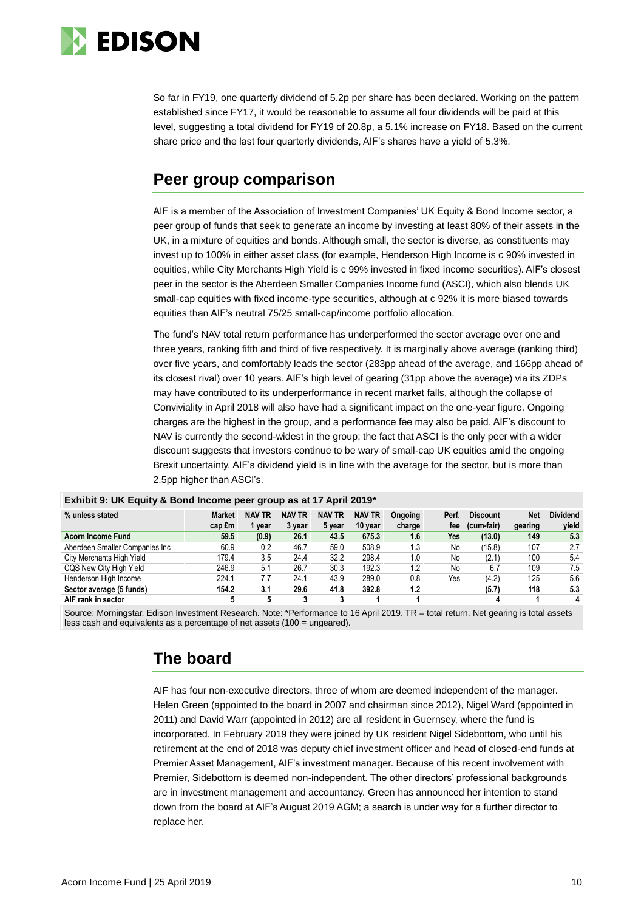So far in FY19, one quarterly dividend of 5.2p per share has been declared. Working on the pattern established since FY17, it would be reasonable to assume all four dividends will be paid at this level, suggesting a total dividend for FY19 of 20.8p, a 5.1% increase on FY18. Based on the current share price and the last four quarterly dividends, AIF's shares have a yield of 5.3%.

## Peer group comparison

AIF is a member of the Association of Investment Companies' UK Equity & Bond Income sector, a peer group of funds that seek to generate an income by investing at least 80% of their assets in the UK, in a mixture of equities and bonds. Although small, the sector is diverse, as constituents may invest up to 100% in either asset class (for example, Henderson High Income is c 90% invested in equities, while City Merchants High Yield is c 99% invested in fixed income securities). AIF's closest peer in the sector is the Aberdeen Smaller Companies Income fund (ASCI), which also blends UK small-cap equities with fixed income-type securities, although at c 92% it is more biased towards equities than AIF's neutral 75/25 small-cap/income portfolio allocation.

The fund's NAV total return performance has underperformed the sector average over one and three years, ranking fifth and third of five respectively. It is marginally above average (ranking third) over five years, and comfortably leads the sector (283pp ahead of the average, and 166pp ahead of its closest rival) over 10 years. AIF's high level of gearing (31pp above the average) via its ZDPs may have contributed to its underperformance in recent market falls, although the collapse of Conviviality in April 2018 will also have had a significant impact on the one-year figure. Ongoing charges are the highest in the group, and a performance fee may also be paid. AIF's discount to NAV is currently the second-widest in the group; the fact that ASCI is the only peer with a wider discount suggests that investors continue to be wary of small-cap UK equities amid the ongoing Brexit uncertainty. AIF's dividend yield is in line with the average for the sector, but is more than 2.5pp higher than ASCI's.

**Exhibit 9: UK Equity & Bond Income peer group as at 17 April 2019***

| % unless stated | Market cap £m | NAV TR 1 year | NAV TR 3 year | NAV TR 5 year | NAV TR 10 year | Ongoing charge | Perf. fee | Discount (cum-fair) | Net gearing | Dividend yield |
|---|---|---|---|---|---|---|---|---|---|---|
| **Acorn Income Fund** | **59.5** | **(0.9)** | **26.1** | **43.5** | **675.3** | **1.6** | **Yes** | **(13.0)** | **149** | **5.3** |
| Aberdeen Smaller Companies Inc | 60.9 | 0.2 | 46.7 | 59.0 | 508.9 | 1.3 | No | (15.8) | 107 | 2.7 |
| City Merchants High Yield | 179.4 | 3.5 | 24.4 | 32.2 | 298.4 | 1.0 | No | (2.1) | 100 | 5.4 |
| CQS New City High Yield | 246.9 | 5.1 | 26.7 | 30.3 | 192.3 | 1.2 | No | 6.7 | 109 | 7.5 |
| Henderson High Income | 224.1 | 7.7 | 24.1 | 43.9 | 289.0 | 0.8 | Yes | (4.2) | 125 | 5.6 |
| **Sector average (5 funds)** | **154.2** | **3.1** | **29.6** | **41.8** | **392.8** | **1.2** | | **(5.7)** | **118** | **5.3** |
| **AIF rank in sector** | **5** | **5** | **3** | **3** | **1** | **1** | | **4** | **1** | **4** |

Source: Morningstar, Edison Investment Research. Note: *Performance to 16 April 2019. TR = total return. Net gearing is total assets less cash and equivalents as a percentage of net assets (100 = ungeared).

## The board

AIF has four non-executive directors, three of whom are deemed independent of the manager. Helen Green (appointed to the board in 2007 and chairman since 2012), Nigel Ward (appointed in 2011) and David Warr (appointed in 2012) are all resident in Guernsey, where the fund is incorporated. In February 2019 they were joined by UK resident Nigel Sidebottom, who until his retirement at the end of 2018 was deputy chief investment officer and head of closed-end funds at Premier Asset Management, AIF's investment manager. Because of his recent involvement with Premier, Sidebottom is deemed non-independent. The other directors' professional backgrounds are in investment management and accountancy. Green has announced her intention to stand down from the board at AIF's August 2019 AGM; a search is under way for a further director to replace her.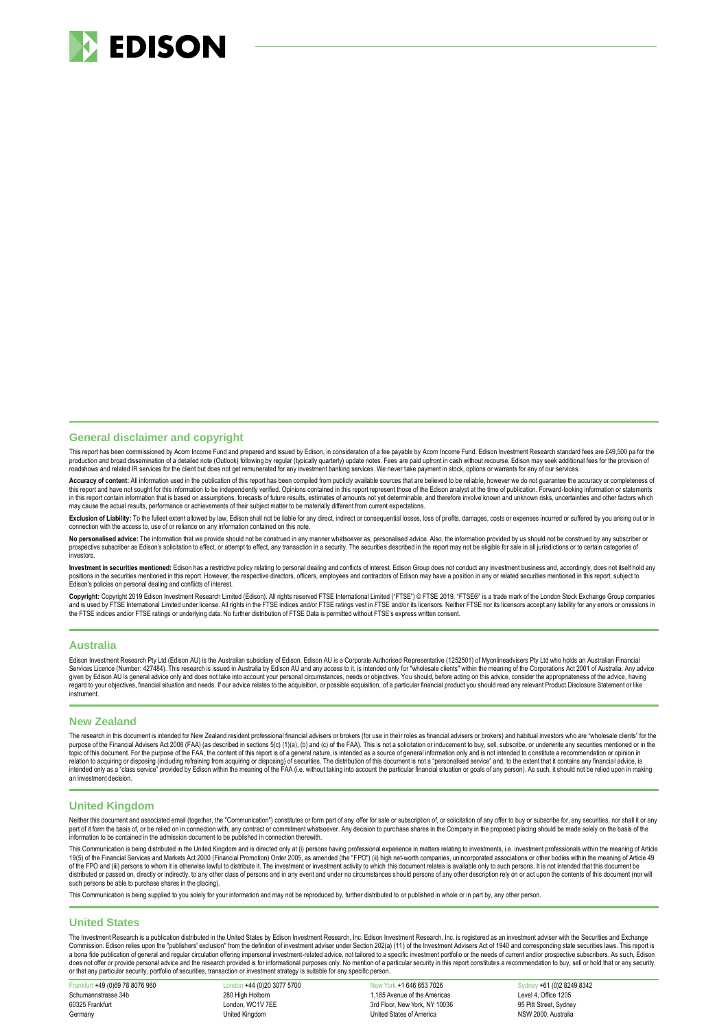## General disclaimer and copyright

This report has been commissioned by Acorn Income Fund and prepared and issued by Edison, in consideration of a fee payable by Acorn Income Fund. Edison Investment Research standard fees are £49,500 pa for the production and broad dissemination of a detailed note (Outlook) following by regular (typically quarterly) update notes. Fees are paid upfront in cash without recourse. Edison may seek additional fees for the provision of roadshows and related IR services for the client but does not get remunerated for any investment banking services. We never take payment in stock, options or warrants for any of our services.

**Accuracy of content:** All information used in the publication of this report has been compiled from publicly available sources that are believed to be reliable, however we do not guarantee the accuracy or completeness of this report and have not sought for this information to be independently verified. Opinions contained in this report represent those of the Edison analyst at the time of publication. Forward-looking information or statements in this report contain information that is based on assumptions, forecasts of future results, estimates of amounts not yet determinable, and therefore involve known and unknown risks, uncertainties and other factors which may cause the actual results, performance or achievements of their subject matter to be materially different from current expectations.

**Exclusion of Liability:** To the fullest extent allowed by law, Edison shall not be liable for any direct, indirect or consequential losses, loss of profits, damages, costs or expenses incurred or suffered by you arising out or in connection with the access to, use of or reliance on any information contained on this note.

**No personalised advice:** The information that we provide should not be construed in any manner whatsoever as, personalised advice. Also, the information provided by us should not be construed by any subscriber or prospective subscriber as Edison's solicitation to effect, or attempt to effect, any transaction in a security. The securities described in the report may not be eligible for sale in all jurisdictions or to certain categories of investors.

**Investment in securities mentioned:** Edison has a restrictive policy relating to personal dealing and conflicts of interest. Edison Group does not conduct any investment business and, accordingly, does not itself hold any positions in the securities mentioned in this report. However, the respective directors, officers, employees and contractors of Edison may have a position in any or related securities mentioned in this report, subject to Edison's policies on personal dealing and conflicts of interest.

**Copyright:** Copyright 2019 Edison Investment Research Limited (Edison). All rights reserved FTSE International Limited ("FTSE") © FTSE 2019. "FTSE®" is a trade mark of the London Stock Exchange Group companies and is used by FTSE International Limited under license. All rights in the FTSE indices and/or FTSE ratings vest in FTSE and/or its licensors. Neither FTSE nor its licensors accept any liability for any errors or omissions in the FTSE indices and/or FTSE ratings or underlying data. No further distribution of FTSE Data is permitted without FTSE's express written consent.

## Australia

Edison Investment Research Pty Ltd (Edison AU) is the Australian subsidiary of Edison. Edison AU is a Corporate Authorised Representative (1252501) of Myonlineadvisers Pty Ltd who holds an Australian Financial Services Licence (Number: 427484). This research is issued in Australia by Edison AU and any access to it, is intended only for "wholesale clients" within the meaning of the Corporations Act 2001 of Australia. Any advice given by Edison AU is general advice only and does not take into account your personal circumstances, needs or objectives. You should, before acting on this advice, consider the appropriateness of the advice, having regard to your objectives, financial situation and needs. If our advice relates to the acquisition, or possible acquisition, of a particular financial product you should read any relevant Product Disclosure Statement or like instrument.

## New Zealand

The research in this document is intended for New Zealand resident professional financial advisers or brokers (for use in their roles as financial advisers or brokers) and habitual investors who are "wholesale clients" for the purpose of the Financial Advisers Act 2008 (FAA) (as described in sections 5(c) (1)(a), (b) and (c) of the FAA). This is not a solicitation or inducement to buy, sell, subscribe, or underwrite any securities mentioned or in the topic of this document. For the purpose of the FAA, the content of this report is of a general nature, is intended as a source of general information only and is not intended to constitute a recommendation or opinion in relation to acquiring or disposing (including refraining from acquiring or disposing) of securities. The distribution of this document is not a "personalised service" and, to the extent that it contains any financial advice, is intended only as a "class service" provided by Edison within the meaning of the FAA (i.e. without taking into account the particular financial situation or goals of any person). As such, it should not be relied upon in making an investment decision.

## United Kingdom

Neither this document and associated email (together, the "Communication") constitutes or form part of any offer for sale or subscription of, or solicitation of any offer to buy or subscribe for, any securities, nor shall it or any part of it form the basis of, or be relied on in connection with, any contract or commitment whatsoever. Any decision to purchase shares in the Company in the proposed placing should be made solely on the basis of the information to be contained in the admission document to be published in connection therewith.

This Communication is being distributed in the United Kingdom and is directed only at (i) persons having professional experience in matters relating to investments, i.e. investment professionals within the meaning of Article 19(5) of the Financial Services and Markets Act 2000 (Financial Promotion) Order 2005, as amended (the "FPO") (ii) high net-worth companies, unincorporated associations or other bodies within the meaning of Article 49 of the FPO and (iii) persons to whom it is otherwise lawful to distribute it. The investment or investment activity to which this document relates is available only to such persons. It is not intended that this document be distributed or passed on, directly or indirectly, to any other class of persons and in any event and under no circumstances should persons of any other description rely on or act upon the contents of this document (nor will such persons be able to purchase shares in the placing).

This Communication is being supplied to you solely for your information and may not be reproduced by, further distributed to or published in whole or in part by, any other person.

## United States

The Investment Research is a publication distributed in the United States by Edison Investment Research, Inc. Edison Investment Research, Inc. is registered as an investment adviser with the Securities and Exchange Commission. Edison relies upon the "publishers' exclusion" from the definition of investment adviser under Section 202(a) (11) of the Investment Advisers Act of 1940 and corresponding state securities laws. This report is a bona fide publication of general and regular circulation offering impersonal investment-related advice, not tailored to a specific investment portfolio or the needs of current and/or prospective subscribers. As such, Edison does not offer or provide personal advice and the research provided is for informational purposes only. No mention of a particular security in this report constitutes a recommendation to buy, sell or hold that or any security, or that any particular security, portfolio of securities, transaction or investment strategy is suitable for any specific person.

Frankfurt +49 (0)69 78 8076 960
Schumannstrasse 34b
60325 Frankfurt
Germany

London +44 (0)20 3077 5700
280 High Holborn
London, WC1V 7EE
United Kingdom

New York +1 646 653 7026
1,185 Avenue of the Americas
3rd Floor, New York, NY 10036
United States of America

Sydney +61 (0)2 8249 8342
Level 4, Office 1205
95 Pitt Street, Sydney
NSW 2000, Australia